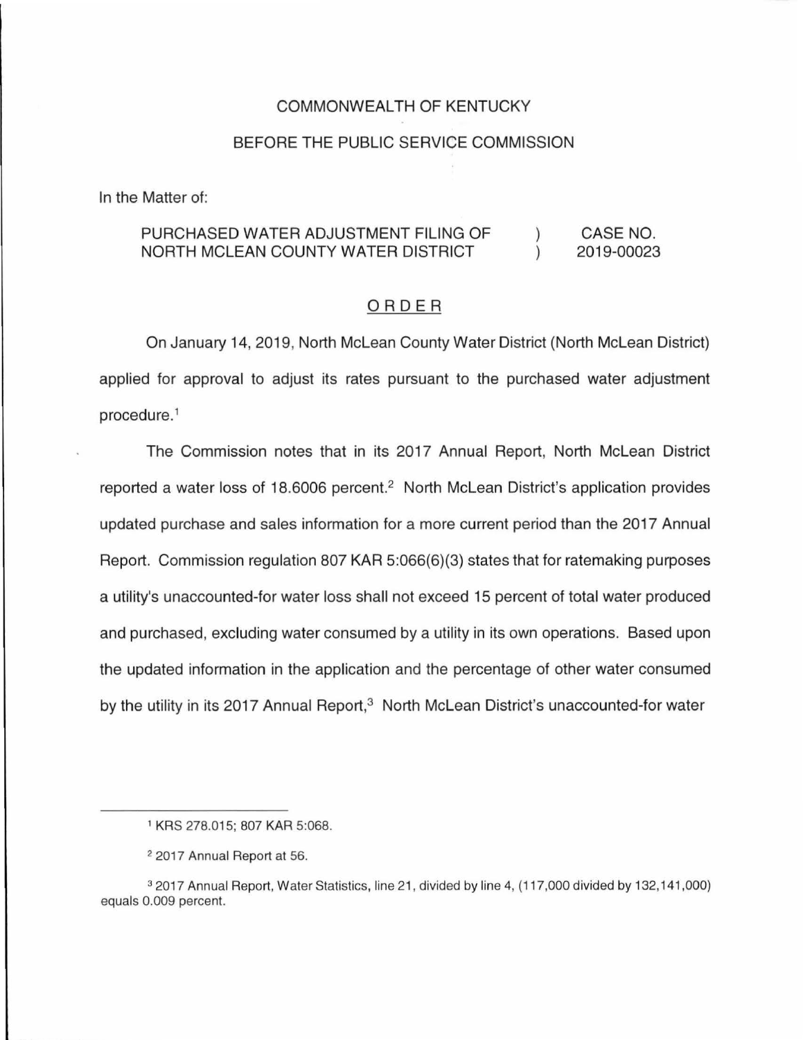COMMONWEALTH OF KENTUCKY

BEFORE THE PUBLIC SERVICE COMMISSION

In the Matter of:

| | | |
|---|---|---|
| PURCHASED WATER ADJUSTMENT FILING OF NORTH MCLEAN COUNTY WATER DISTRICT | ) ) | CASE NO. 2019-00023 |

## ORDER

On January 14, 2019, North McLean County Water District (North McLean District) applied for approval to adjust its rates pursuant to the purchased water adjustment procedure.[1]

The Commission notes that in its 2017 Annual Report, North McLean District reported a water loss of 18.6006 percent.[2] North McLean District's application provides updated purchase and sales information for a more current period than the 2017 Annual Report. Commission regulation 807 KAR 5:066(6)(3) states that for ratemaking purposes a utility's unaccounted-for water loss shall not exceed 15 percent of total water produced and purchased, excluding water consumed by a utility in its own operations. Based upon the updated information in the application and the percentage of other water consumed by the utility in its 2017 Annual Report,[3] North McLean District's unaccounted-for water

---

[1] KRS 278.015; 807 KAR 5:068.

[2] 2017 Annual Report at 56.

[3] 2017 Annual Report, Water Statistics, line 21, divided by line 4, (117,000 divided by 132,141,000) equals 0.009 percent.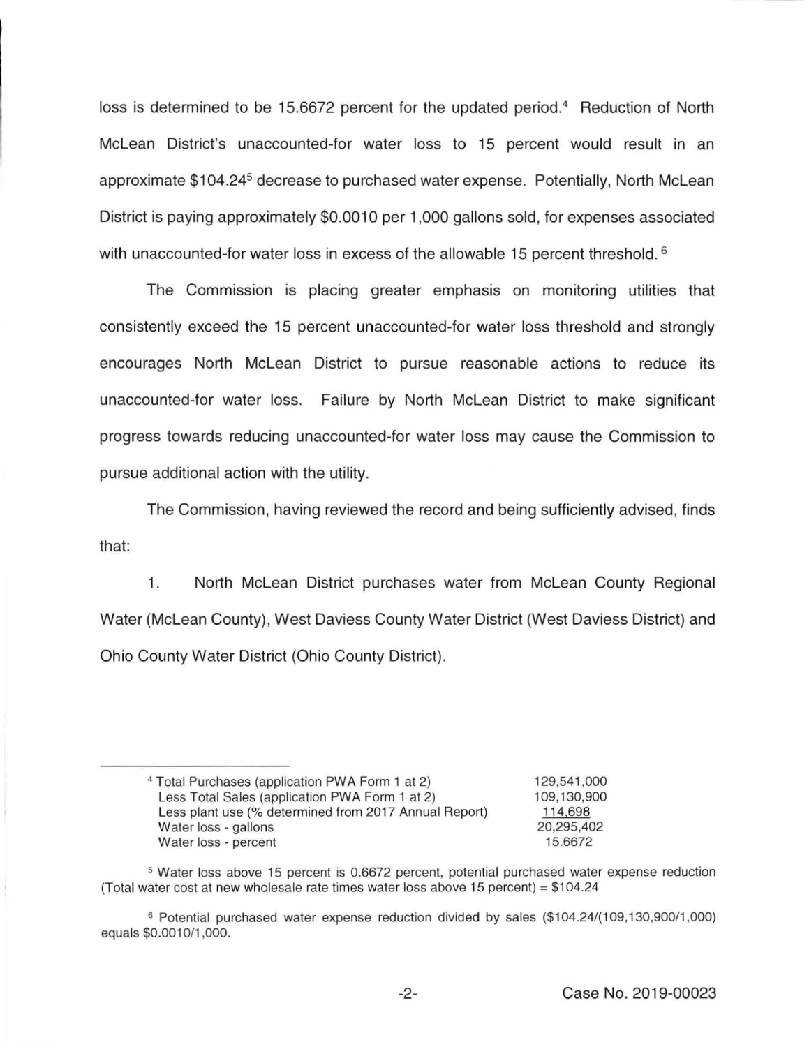loss is determined to be 15.6672 percent for the updated period.[4] Reduction of North McLean District's unaccounted-for water loss to 15 percent would result in an approximate $104.24[5] decrease to purchased water expense. Potentially, North McLean District is paying approximately $0.0010 per 1,000 gallons sold, for expenses associated with unaccounted-for water loss in excess of the allowable 15 percent threshold.[6]

The Commission is placing greater emphasis on monitoring utilities that consistently exceed the 15 percent unaccounted-for water loss threshold and strongly encourages North McLean District to pursue reasonable actions to reduce its unaccounted-for water loss. Failure by North McLean District to make significant progress towards reducing unaccounted-for water loss may cause the Commission to pursue additional action with the utility.

The Commission, having reviewed the record and being sufficiently advised, finds that:

1. North McLean District purchases water from McLean County Regional Water (McLean County), West Daviess County Water District (West Daviess District) and Ohio County Water District (Ohio County District).

---

[4]

| | |
|---|---|
| Total Purchases (application PWA Form 1 at 2) | 129,541,000 |
| Less Total Sales (application PWA Form 1 at 2) | 109,130,900 |
| Less plant use (% determined from 2017 Annual Report) | 114,698 |
| Water loss - gallons | 20,295,402 |
| Water loss - percent | 15.6672 |

[5] Water loss above 15 percent is 0.6672 percent, potential purchased water expense reduction (Total water cost at new wholesale rate times water loss above 15 percent) = $104.24

[6] Potential purchased water expense reduction divided by sales ($104.24/(109,130,900/1,000) equals $0.0010/1,000.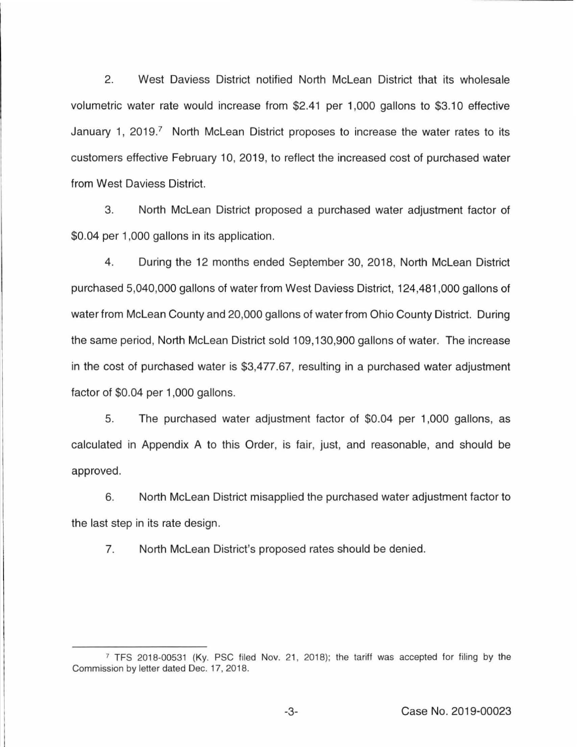2. West Daviess District notified North McLean District that its wholesale volumetric water rate would increase from $2.41 per 1,000 gallons to $3.10 effective January 1, 2019.[7] North McLean District proposes to increase the water rates to its customers effective February 10, 2019, to reflect the increased cost of purchased water from West Daviess District.

3. North McLean District proposed a purchased water adjustment factor of $0.04 per 1,000 gallons in its application.

4. During the 12 months ended September 30, 2018, North McLean District purchased 5,040,000 gallons of water from West Daviess District, 124,481,000 gallons of water from McLean County and 20,000 gallons of water from Ohio County District. During the same period, North McLean District sold 109,130,900 gallons of water. The increase in the cost of purchased water is $3,477.67, resulting in a purchased water adjustment factor of $0.04 per 1,000 gallons.

5. The purchased water adjustment factor of $0.04 per 1,000 gallons, as calculated in Appendix A to this Order, is fair, just, and reasonable, and should be approved.

6. North McLean District misapplied the purchased water adjustment factor to the last step in its rate design.

7. North McLean District's proposed rates should be denied.

---

[7] TFS 2018-00531 (Ky. PSC filed Nov. 21, 2018); the tariff was accepted for filing by the Commission by letter dated Dec. 17, 2018.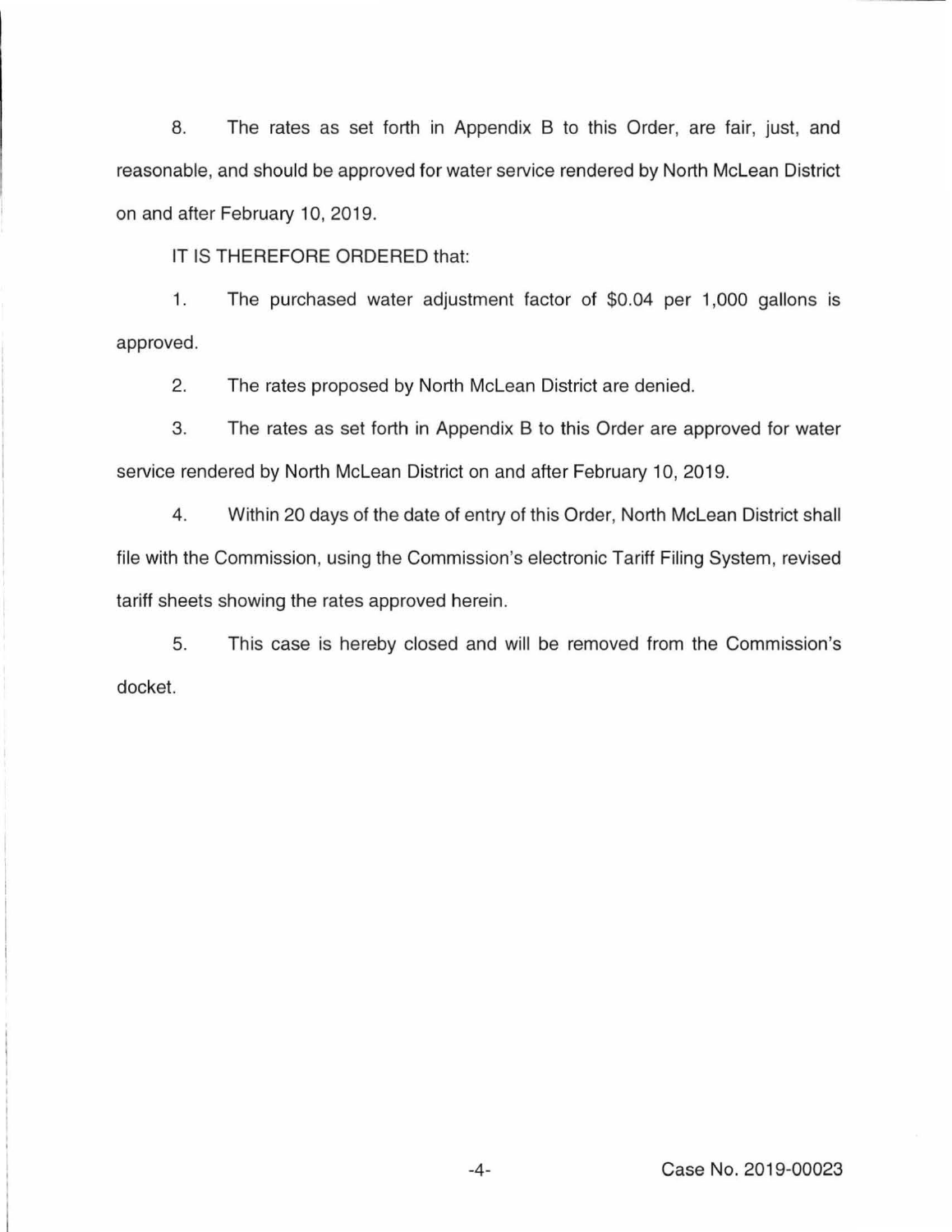8. The rates as set forth in Appendix B to this Order, are fair, just, and reasonable, and should be approved for water service rendered by North McLean District on and after February 10, 2019.

IT IS THEREFORE ORDERED that:

1. The purchased water adjustment factor of $0.04 per 1,000 gallons is approved.

2. The rates proposed by North McLean District are denied.

3. The rates as set forth in Appendix B to this Order are approved for water service rendered by North McLean District on and after February 10, 2019.

4. Within 20 days of the date of entry of this Order, North McLean District shall file with the Commission, using the Commission's electronic Tariff Filing System, revised tariff sheets showing the rates approved herein.

5. This case is hereby closed and will be removed from the Commission's docket.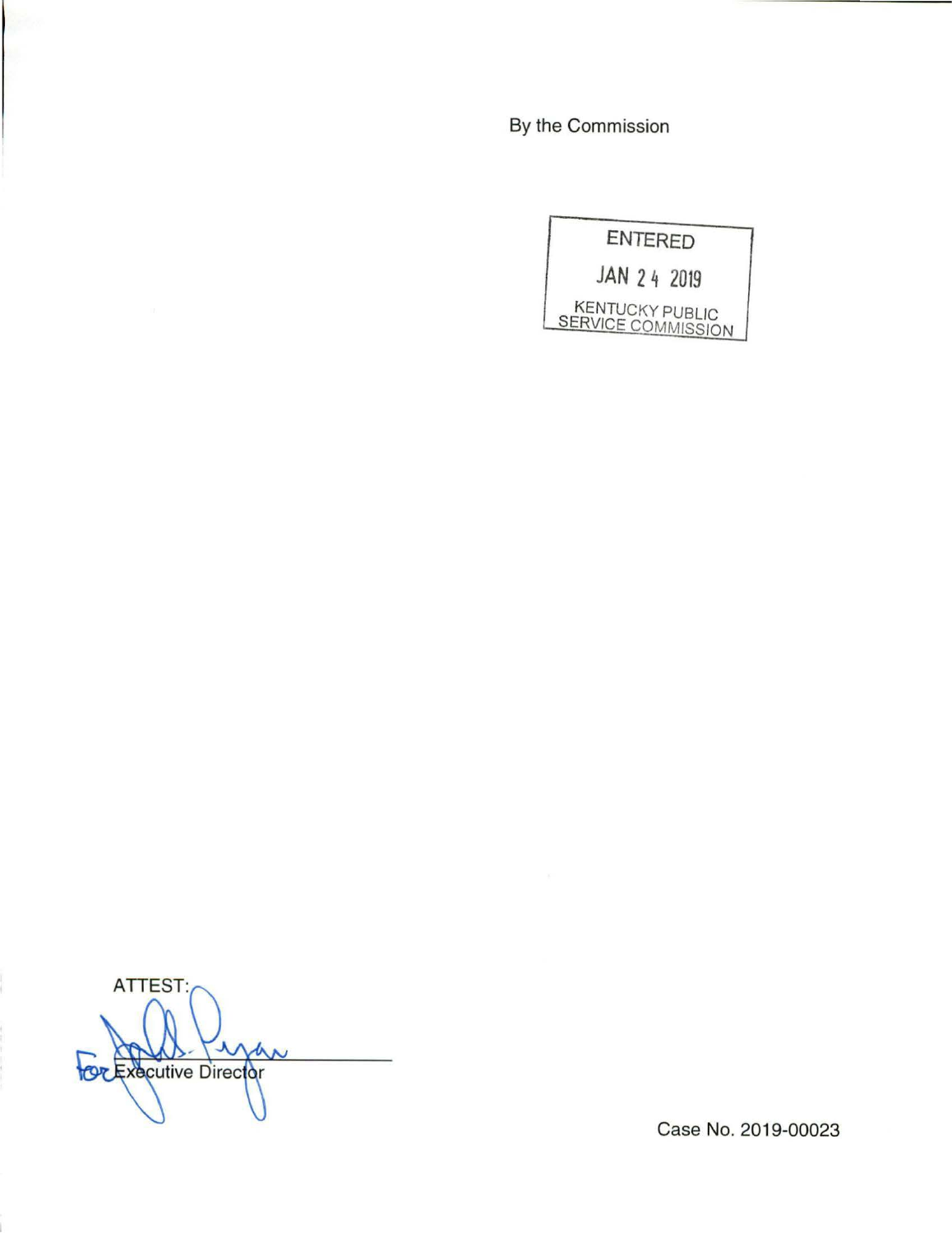By the Commission

ENTERED

JAN 24 2019

KENTUCKY PUBLIC SERVICE COMMISSION

ATTEST:

For Executive Director

Case No. 2019-00023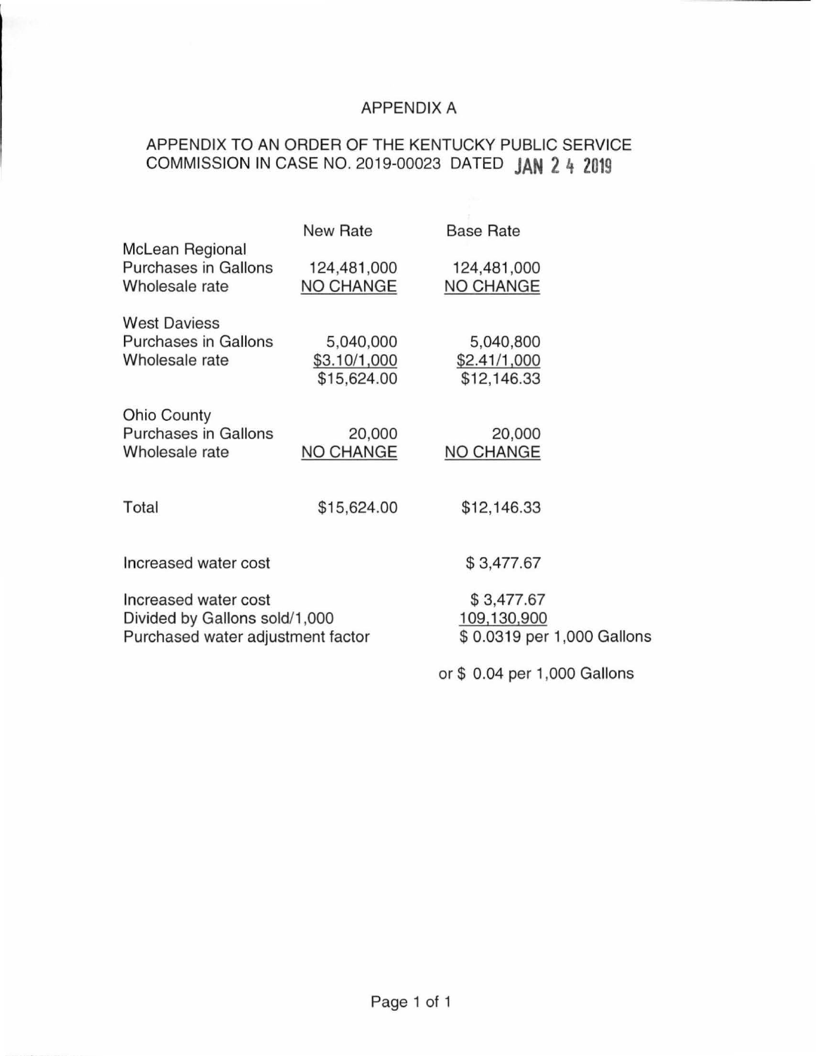# APPENDIX A

## APPENDIX TO AN ORDER OF THE KENTUCKY PUBLIC SERVICE COMMISSION IN CASE NO. 2019-00023 DATED JAN 24 2019

| | New Rate | Base Rate |
|---|---|---|
| **McLean Regional** | | |
| Purchases in Gallons | 124,481,000 | 124,481,000 |
| Wholesale rate | NO CHANGE | NO CHANGE |
| | | |
| **West Daviess** | | |
| Purchases in Gallons | 5,040,000 | 5,040,800 |
| Wholesale rate | $3.10/1,000 | $2.41/1,000 |
| | $15,624.00 | $12,146.33 |
| | | |
| **Ohio County** | | |
| Purchases in Gallons | 20,000 | 20,000 |
| Wholesale rate | NO CHANGE | NO CHANGE |
| | | |
| Total | $15,624.00 | $12,146.33 |
| | | |
| Increased water cost | | $ 3,477.67 |
| | | |
| Increased water cost | | $ 3,477.67 |
| Divided by Gallons sold/1,000 | | 109,130,900 |
| Purchased water adjustment factor | | $ 0.0319 per 1,000 Gallons |
| | | or $ 0.04 per 1,000 Gallons |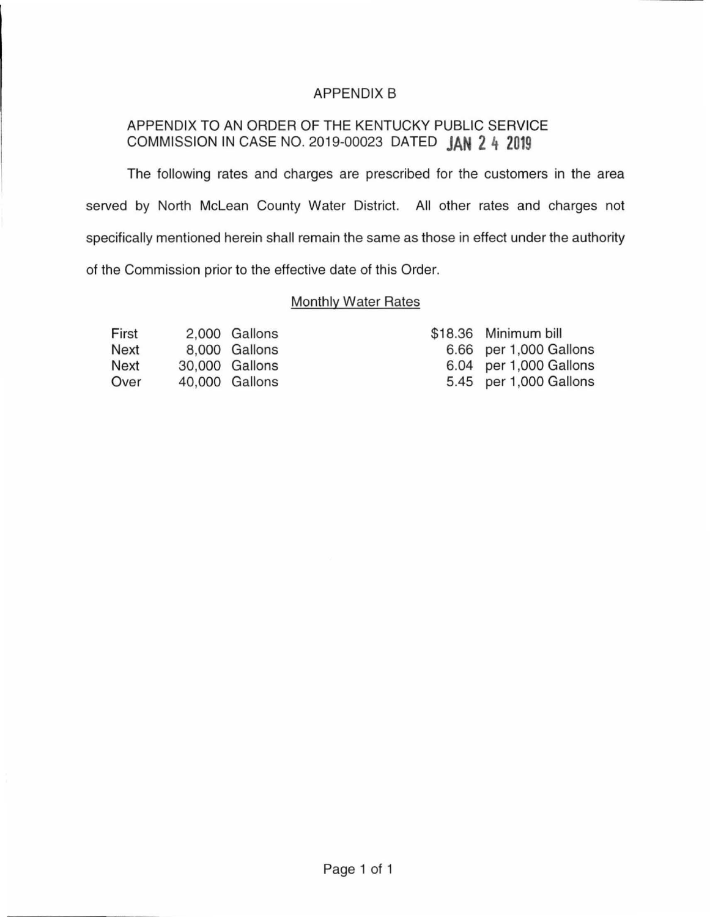# APPENDIX B

APPENDIX TO AN ORDER OF THE KENTUCKY PUBLIC SERVICE COMMISSION IN CASE NO. 2019-00023 DATED JAN 24 2019

The following rates and charges are prescribed for the customers in the area served by North McLean County Water District. All other rates and charges not specifically mentioned herein shall remain the same as those in effect under the authority of the Commission prior to the effective date of this Order.

Monthly Water Rates

| | | | | |
|---|---|---|---|---|
| First | 2,000 | Gallons | $18.36 | Minimum bill |
| Next | 8,000 | Gallons | 6.66 | per 1,000 Gallons |
| Next | 30,000 | Gallons | 6.04 | per 1,000 Gallons |
| Over | 40,000 | Gallons | 5.45 | per 1,000 Gallons |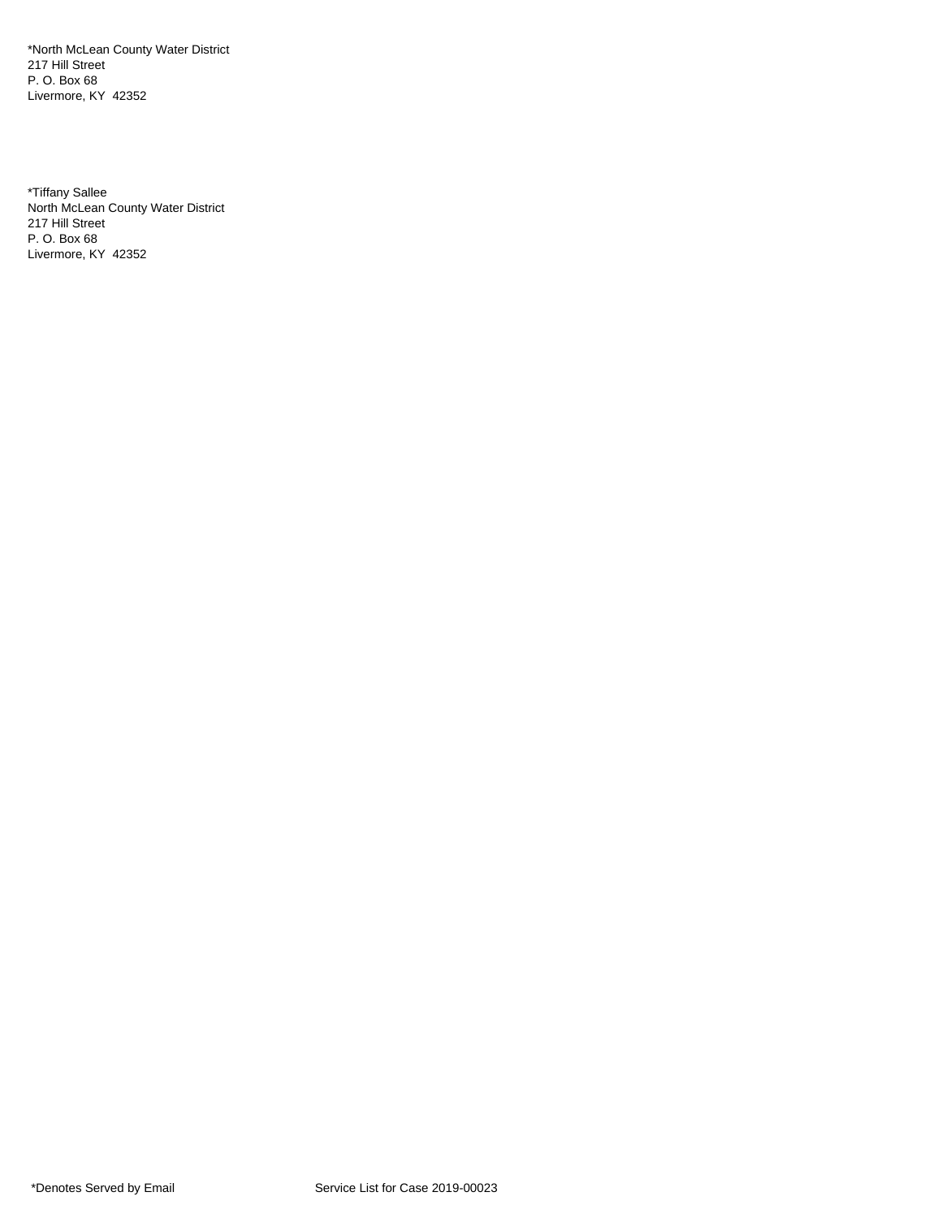*North McLean County Water District
217 Hill Street
P. O. Box 68
Livermore, KY 42352

*Tiffany Sallee
North McLean County Water District
217 Hill Street
P. O. Box 68
Livermore, KY 42352

*Denotes Served by Email

Service List for Case 2019-00023